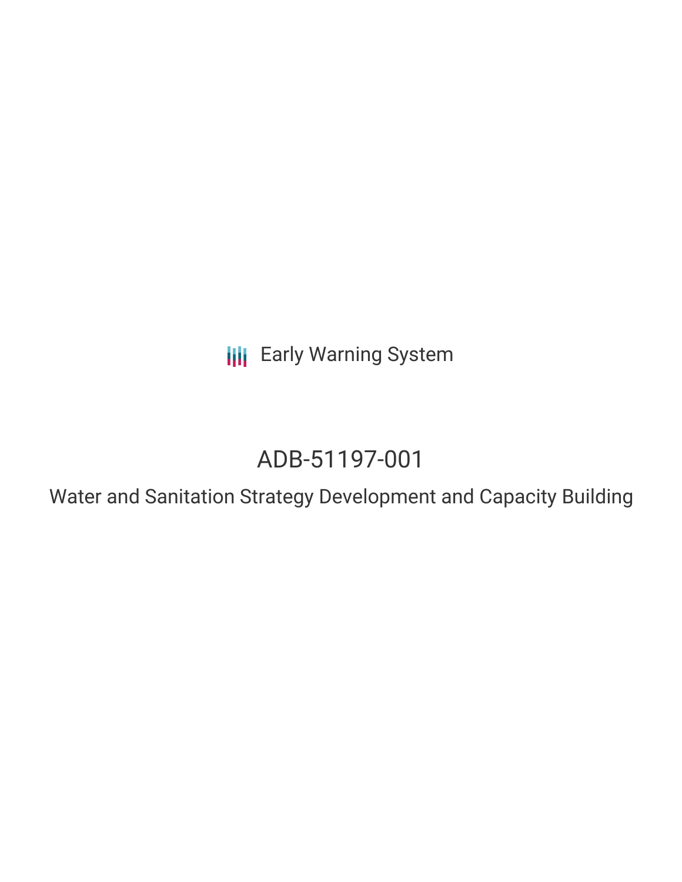Early Warning System

# ADB-51197-001

## Water and Sanitation Strategy Development and Capacity Building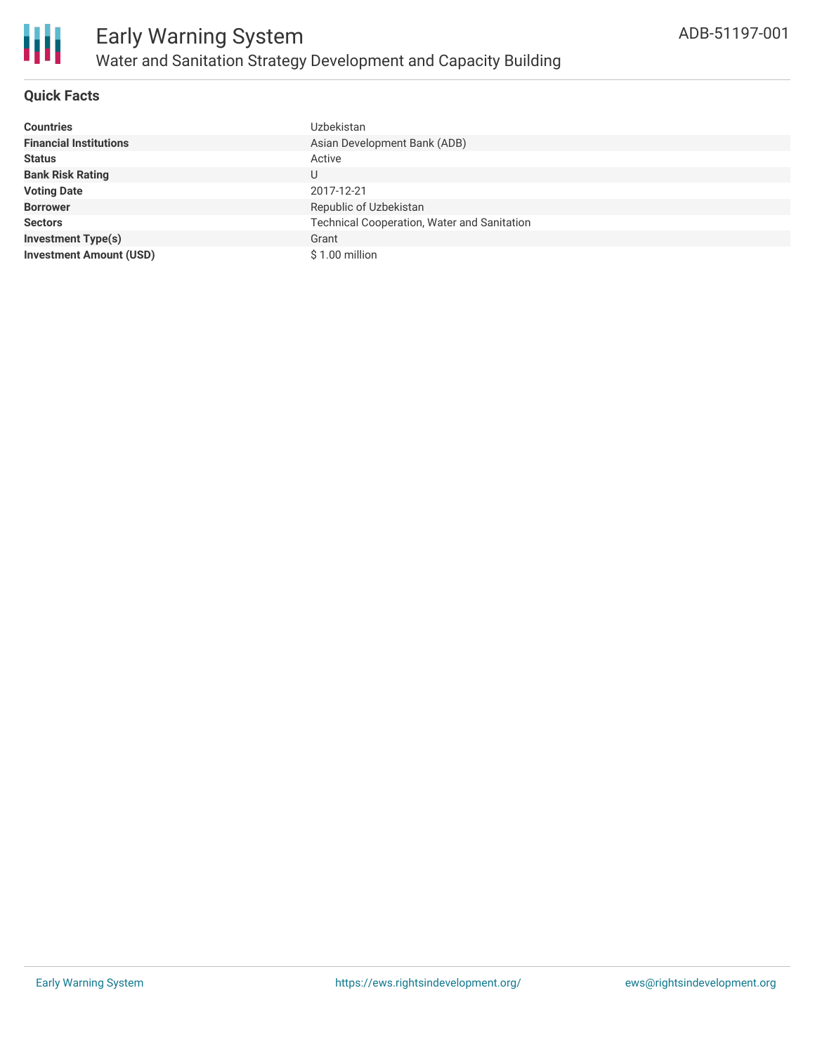# Early Warning System

## Water and Sanitation Strategy Development and Capacity Building

ADB-51197-001

### Quick Facts

| | |
|---|---|
| **Countries** | Uzbekistan |
| **Financial Institutions** | Asian Development Bank (ADB) |
| **Status** | Active |
| **Bank Risk Rating** | U |
| **Voting Date** | 2017-12-21 |
| **Borrower** | Republic of Uzbekistan |
| **Sectors** | Technical Cooperation, Water and Sanitation |
| **Investment Type(s)** | Grant |
| **Investment Amount (USD)** | $ 1.00 million |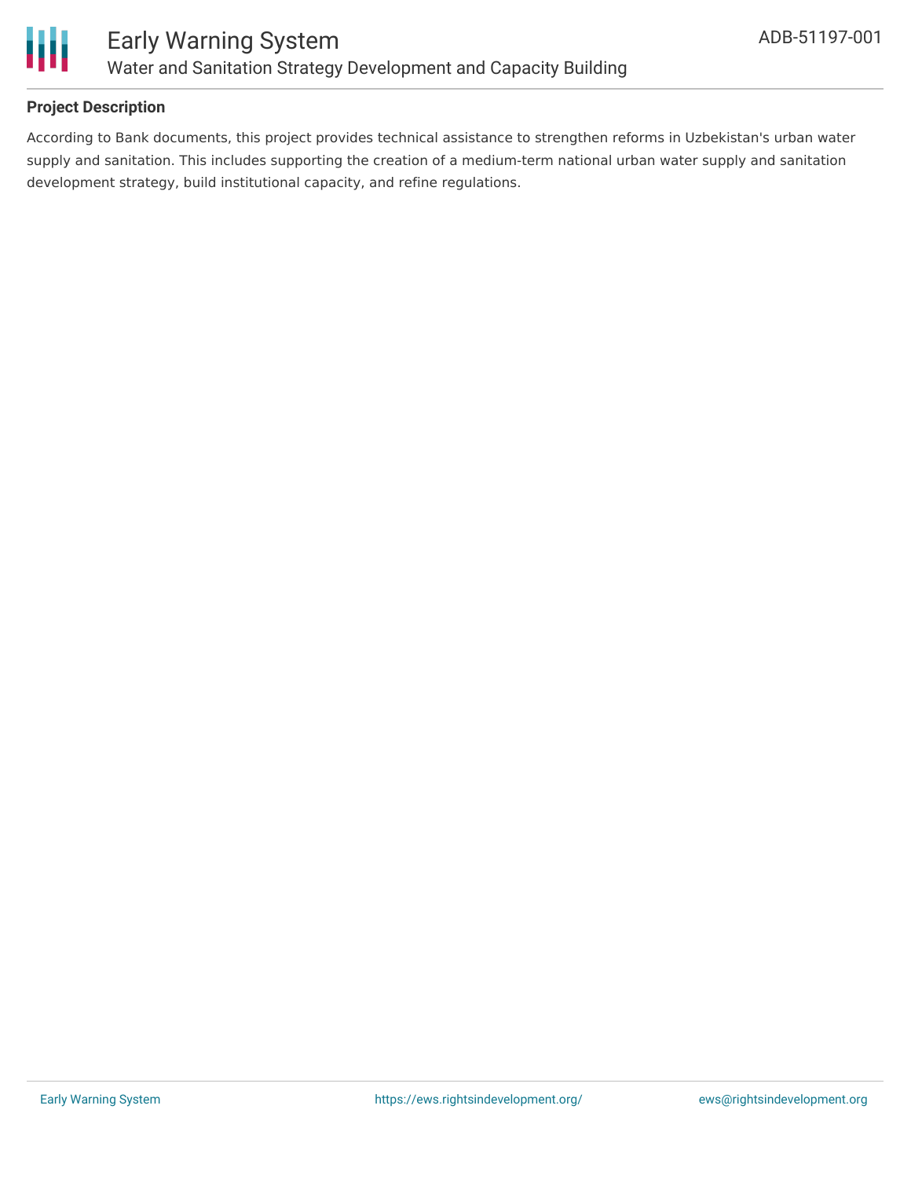**Project Description**

According to Bank documents, this project provides technical assistance to strengthen reforms in Uzbekistan's urban water supply and sanitation. This includes supporting the creation of a medium-term national urban water supply and sanitation development strategy, build institutional capacity, and refine regulations.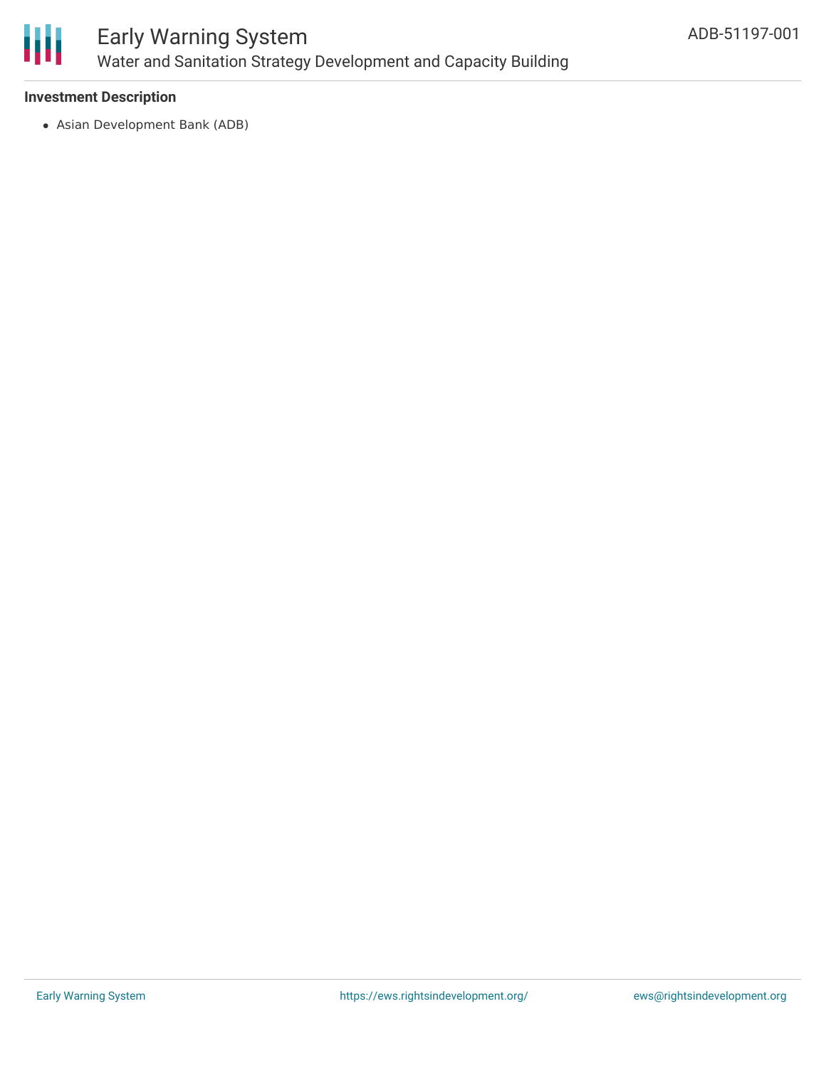### Investment Description

- Asian Development Bank (ADB)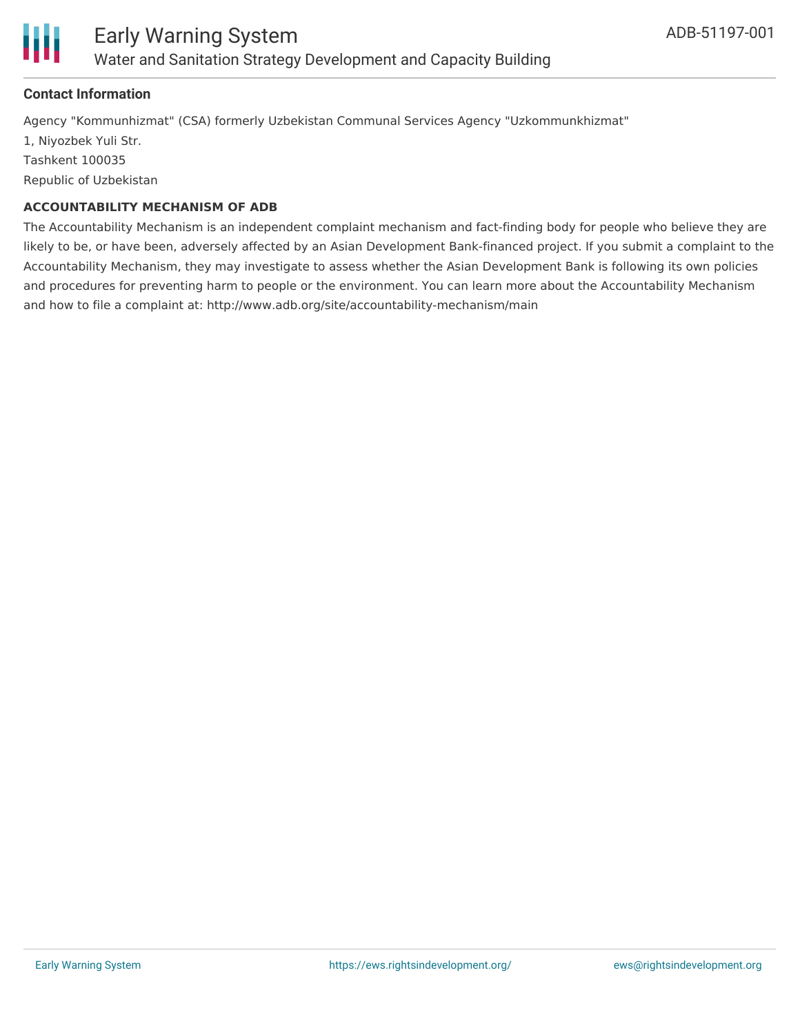## Contact Information

Agency "Kommunhizmat" (CSA) formerly Uzbekistan Communal Services Agency "Uzkommunkhizmat"
1, Niyozbek Yuli Str.
Tashkent 100035
Republic of Uzbekistan

### ACCOUNTABILITY MECHANISM OF ADB

The Accountability Mechanism is an independent complaint mechanism and fact-finding body for people who believe they are likely to be, or have been, adversely affected by an Asian Development Bank-financed project. If you submit a complaint to the Accountability Mechanism, they may investigate to assess whether the Asian Development Bank is following its own policies and procedures for preventing harm to people or the environment. You can learn more about the Accountability Mechanism and how to file a complaint at: http://www.adb.org/site/accountability-mechanism/main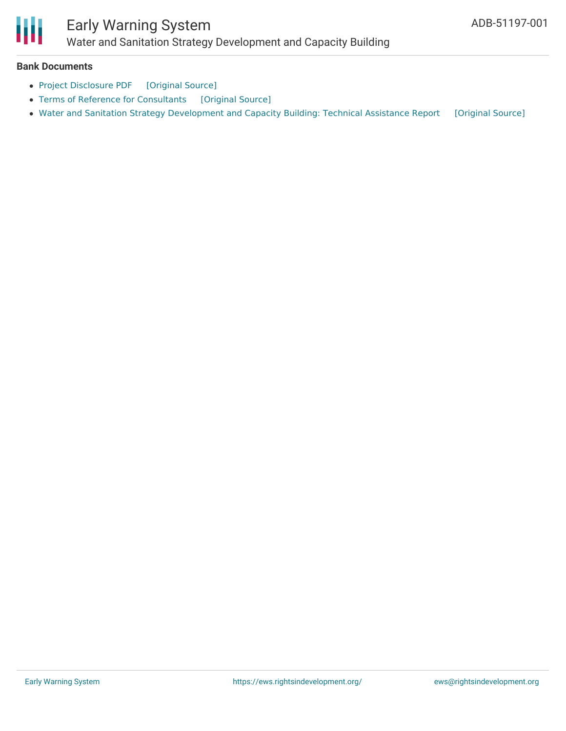### Bank Documents

- Project Disclosure PDF [Original Source]
- Terms of Reference for Consultants [Original Source]
- Water and Sanitation Strategy Development and Capacity Building: Technical Assistance Report [Original Source]